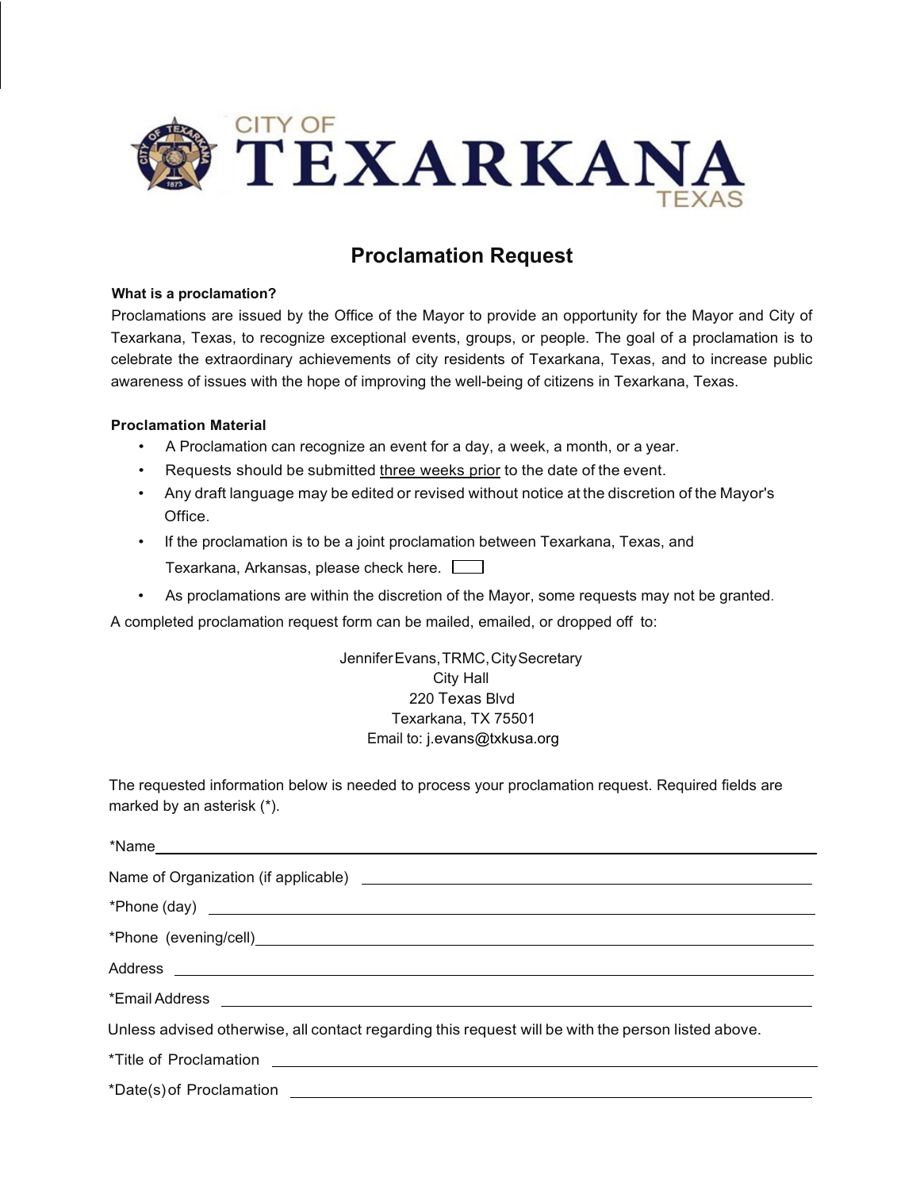CITY OF

# TEXARKANA

TEXAS

## Proclamation Request

**What is a proclamation?**

Proclamations are issued by the Office of the Mayor to provide an opportunity for the Mayor and City of Texarkana, Texas, to recognize exceptional events, groups, or people. The goal of a proclamation is to celebrate the extraordinary achievements of city residents of Texarkana, Texas, and to increase public awareness of issues with the hope of improving the well-being of citizens in Texarkana, Texas.

**Proclamation Material**

- A Proclamation can recognize an event for a day, a week, a month, or a year.
- Requests should be submitted <u>three weeks prior</u> to the date of the event.
- Any draft language may be edited or revised without notice at the discretion of the Mayor's Office.
- If the proclamation is to be a joint proclamation between Texarkana, Texas, and Texarkana, Arkansas, please check here. ☐
- As proclamations are within the discretion of the Mayor, some requests may not be granted.

A completed proclamation request form can be mailed, emailed, or dropped off to:

Jennifer Evans, TRMC, City Secretary  
City Hall  
220 Texas Blvd  
Texarkana, TX 75501  
Email to: j.evans@txkusa.org

The requested information below is needed to process your proclamation request. Required fields are marked by an asterisk (*).

*Name ____________________

Name of Organization (if applicable) ____________________

*Phone (day) ____________________

*Phone (evening/cell) ____________________

Address ____________________

*Email Address ____________________

Unless advised otherwise, all contact regarding this request will be with the person listed above.

*Title of Proclamation ____________________

*Date(s) of Proclamation ____________________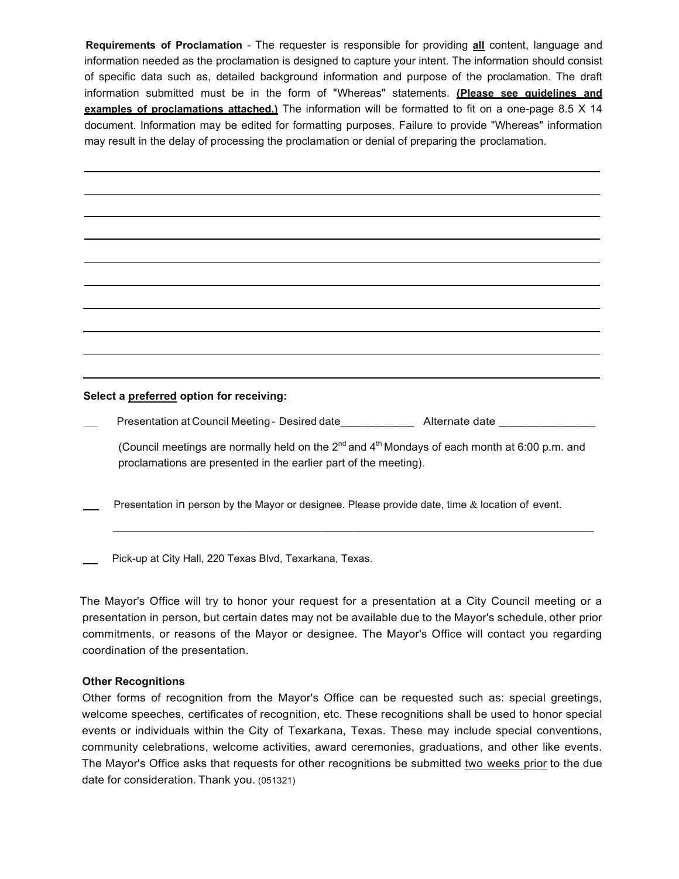**Requirements of Proclamation** - The requester is responsible for providing **all** content, language and information needed as the proclamation is designed to capture your intent. The information should consist of specific data such as, detailed background information and purpose of the proclamation. The draft information submitted must be in the form of "Whereas" statements. **(Please see guidelines and examples of proclamations attached.)** The information will be formatted to fit on a one-page 8.5 X 14 document. Information may be edited for formatting purposes. Failure to provide "Whereas" information may result in the delay of processing the proclamation or denial of preparing the proclamation.

______________________________________________________________________________

______________________________________________________________________________

______________________________________________________________________________

______________________________________________________________________________

______________________________________________________________________________

______________________________________________________________________________

______________________________________________________________________________

______________________________________________________________________________

______________________________________________________________________________

______________________________________________________________________________

**Select a preferred option for receiving:**

___ Presentation at Council Meeting - Desired date____________ Alternate date _______________

(Council meetings are normally held on the 2nd and 4th Mondays of each month at 6:00 p.m. and proclamations are presented in the earlier part of the meeting).

___ Presentation in person by the Mayor or designee. Please provide date, time & location of event.

______________________________________________________________________________

___ Pick-up at City Hall, 220 Texas Blvd, Texarkana, Texas.

The Mayor's Office will try to honor your request for a presentation at a City Council meeting or a presentation in person, but certain dates may not be available due to the Mayor's schedule, other prior commitments, or reasons of the Mayor or designee. The Mayor's Office will contact you regarding coordination of the presentation.

**Other Recognitions**

Other forms of recognition from the Mayor's Office can be requested such as: special greetings, welcome speeches, certificates of recognition, etc. These recognitions shall be used to honor special events or individuals within the City of Texarkana, Texas. These may include special conventions, community celebrations, welcome activities, award ceremonies, graduations, and other like events. The Mayor's Office asks that requests for other recognitions be submitted two weeks prior to the due date for consideration. Thank you. (051321)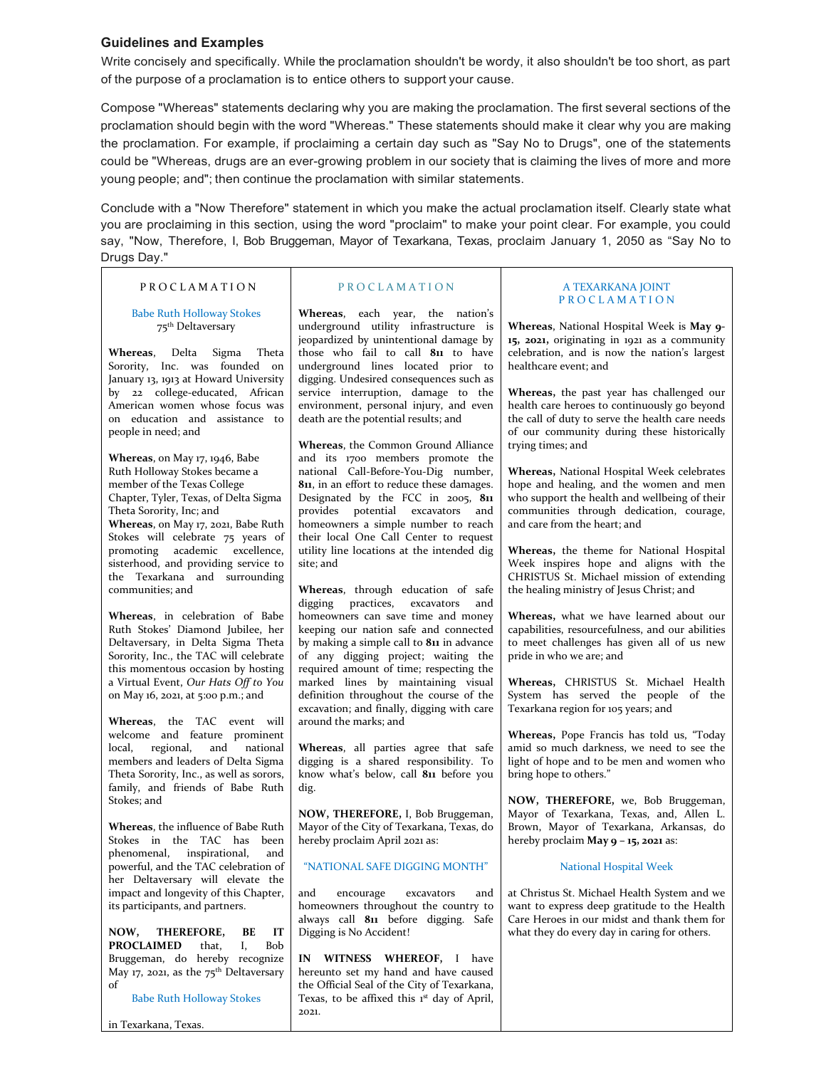### Guidelines and Examples

Write concisely and specifically. While the proclamation shouldn't be wordy, it also shouldn't be too short, as part of the purpose of a proclamation is to entice others to support your cause.

Compose "Whereas" statements declaring why you are making the proclamation. The first several sections of the proclamation should begin with the word "Whereas." These statements should make it clear why you are making the proclamation. For example, if proclaiming a certain day such as "Say No to Drugs", one of the statements could be "Whereas, drugs are an ever-growing problem in our society that is claiming the lives of more and more young people; and"; then continue the proclamation with similar statements.

Conclude with a "Now Therefore" statement in which you make the actual proclamation itself. Clearly state what you are proclaiming in this section, using the word "proclaim" to make your point clear. For example, you could say, "Now, Therefore, I, Bob Bruggeman, Mayor of Texarkana, Texas, proclaim January 1, 2050 as "Say No to Drugs Day."

P R O C L A M A T I O N

Babe Ruth Holloway Stokes
75th Deltaversary

**Whereas**, Delta Sigma Theta Sorority, Inc. was founded on January 13, 1913 at Howard University by 22 college-educated, African American women whose focus was on education and assistance to people in need; and

**Whereas**, on May 17, 1946, Babe Ruth Holloway Stokes became a member of the Texas College Chapter, Tyler, Texas, of Delta Sigma Theta Sorority, Inc; and

**Whereas**, on May 17, 2021, Babe Ruth Stokes will celebrate 75 years of promoting academic excellence, sisterhood, and providing service to the Texarkana and surrounding communities; and

**Whereas**, in celebration of Babe Ruth Stokes' Diamond Jubilee, her Deltaversary, in Delta Sigma Theta Sorority, Inc., the TAC will celebrate this momentous occasion by hosting a Virtual Event, *Our Hats Off to You* on May 16, 2021, at 5:00 p.m.; and

**Whereas**, the TAC event will welcome and feature prominent local, regional, and national members and leaders of Delta Sigma Theta Sorority, Inc., as well as sorors, family, and friends of Babe Ruth Stokes; and

**Whereas**, the influence of Babe Ruth Stokes in the TAC has been phenomenal, inspirational, and powerful, and the TAC celebration of her Deltaversary will elevate the impact and longevity of this Chapter, its participants, and partners.

**NOW, THEREFORE, BE IT PROCLAIMED** that, I, Bob Bruggeman, do hereby recognize May 17, 2021, as the 75th Deltaversary of

Babe Ruth Holloway Stokes

in Texarkana, Texas.

P R O C L A M A T I O N

**Whereas**, each year, the nation's underground utility infrastructure is jeopardized by unintentional damage by those who fail to call **811** to have underground lines located prior to digging. Undesired consequences such as service interruption, damage to the environment, personal injury, and even death are the potential results; and

**Whereas**, the Common Ground Alliance and its 1700 members promote the national Call-Before-You-Dig number, **811**, in an effort to reduce these damages. Designated by the FCC in 2005, **811** provides potential excavators and homeowners a simple number to reach their local One Call Center to request utility line locations at the intended dig site; and

**Whereas**, through education of safe digging practices, excavators and homeowners can save time and money keeping our nation safe and connected by making a simple call to **811** in advance of any digging project; waiting the required amount of time; respecting the marked lines by maintaining visual definition throughout the course of the excavation; and finally, digging with care around the marks; and

**Whereas**, all parties agree that safe digging is a shared responsibility. To know what's below, call **811** before you dig.

**NOW, THEREFORE,** I, Bob Bruggeman, Mayor of the City of Texarkana, Texas, do hereby proclaim April 2021 as:

"NATIONAL SAFE DIGGING MONTH"

and encourage excavators and homeowners throughout the country to always call **811** before digging. Safe Digging is No Accident!

**IN WITNESS WHEREOF,** I have hereunto set my hand and have caused the Official Seal of the City of Texarkana, Texas, to be affixed this 1st day of April, 2021.

A TEXARKANA JOINT
P R O C L A M A T I O N

**Whereas**, National Hospital Week is **May 9-15, 2021,** originating in 1921 as a community celebration, and is now the nation's largest healthcare event; and

**Whereas,** the past year has challenged our health care heroes to continuously go beyond the call of duty to serve the health care needs of our community during these historically trying times; and

**Whereas,** National Hospital Week celebrates hope and healing, and the women and men who support the health and wellbeing of their communities through dedication, courage, and care from the heart; and

**Whereas,** the theme for National Hospital Week inspires hope and aligns with the CHRISTUS St. Michael mission of extending the healing ministry of Jesus Christ; and

**Whereas,** what we have learned about our capabilities, resourcefulness, and our abilities to meet challenges has given all of us new pride in who we are; and

**Whereas,** CHRISTUS St. Michael Health System has served the people of the Texarkana region for 105 years; and

**Whereas,** Pope Francis has told us, "Today amid so much darkness, we need to see the light of hope and to be men and women who bring hope to others."

**NOW, THEREFORE,** we, Bob Bruggeman, Mayor of Texarkana, Texas, and, Allen L. Brown, Mayor of Texarkana, Arkansas, do hereby proclaim **May 9 – 15, 2021** as:

National Hospital Week

at Christus St. Michael Health System and we want to express deep gratitude to the Health Care Heroes in our midst and thank them for what they do every day in caring for others.